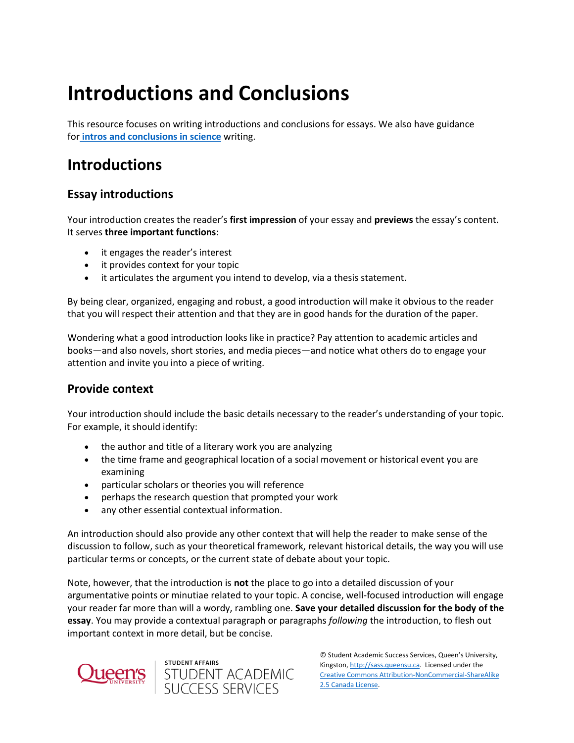# Introductions and Conclusions

This resource focuses on writing introductions and conclusions for essays. We also have guidance for **intros and conclusions in science** writing.

## Introductions

### Essay introductions

Your introduction creates the reader's **first impression** of your essay and **previews** the essay's content. It serves **three important functions**:

- it engages the reader's interest
- it provides context for your topic
- it articulates the argument you intend to develop, via a thesis statement.

By being clear, organized, engaging and robust, a good introduction will make it obvious to the reader that you will respect their attention and that they are in good hands for the duration of the paper.

Wondering what a good introduction looks like in practice? Pay attention to academic articles and books—and also novels, short stories, and media pieces—and notice what others do to engage your attention and invite you into a piece of writing.

### Provide context

Your introduction should include the basic details necessary to the reader's understanding of your topic. For example, it should identify:

- the author and title of a literary work you are analyzing
- the time frame and geographical location of a social movement or historical event you are examining
- particular scholars or theories you will reference
- perhaps the research question that prompted your work
- any other essential contextual information.

An introduction should also provide any other context that will help the reader to make sense of the discussion to follow, such as your theoretical framework, relevant historical details, the way you will use particular terms or concepts, or the current state of debate about your topic.

Note, however, that the introduction is **not** the place to go into a detailed discussion of your argumentative points or minutiae related to your topic. A concise, well-focused introduction will engage your reader far more than will a wordy, rambling one. **Save your detailed discussion for the body of the essay**. You may provide a contextual paragraph or paragraphs *following* the introduction, to flesh out important context in more detail, but be concise.

© Student Academic Success Services, Queen's University, Kingston, http://sass.queensu.ca. Licensed under the Creative Commons Attribution-NonCommercial-ShareAlike 2.5 Canada License.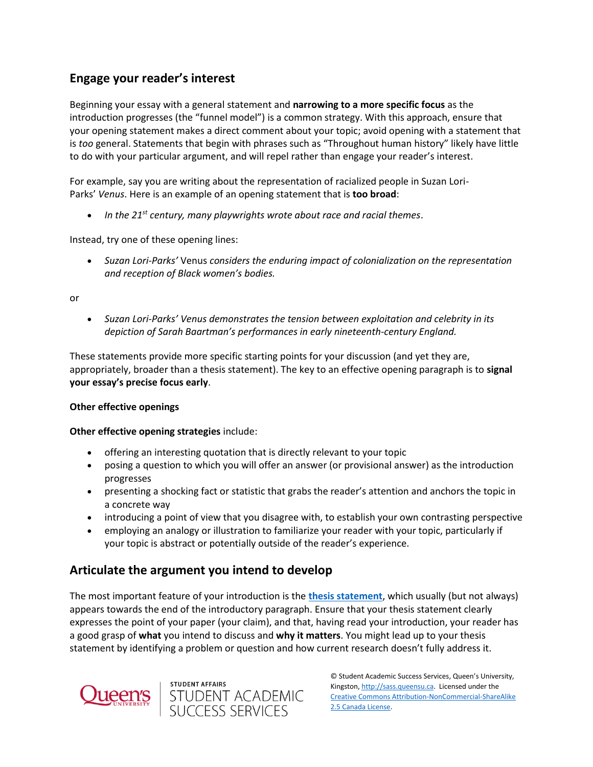## Engage your reader's interest

Beginning your essay with a general statement and **narrowing to a more specific focus** as the introduction progresses (the "funnel model") is a common strategy. With this approach, ensure that your opening statement makes a direct comment about your topic; avoid opening with a statement that is *too* general. Statements that begin with phrases such as "Throughout human history" likely have little to do with your particular argument, and will repel rather than engage your reader's interest.

For example, say you are writing about the representation of racialized people in Suzan Lori-Parks' *Venus*. Here is an example of an opening statement that is **too broad**:

- *In the 21st century, many playwrights wrote about race and racial themes*.

Instead, try one of these opening lines:

- *Suzan Lori-Parks'* Venus *considers the enduring impact of colonialization on the representation and reception of Black women's bodies.*

or

- *Suzan Lori-Parks' Venus demonstrates the tension between exploitation and celebrity in its depiction of Sarah Baartman's performances in early nineteenth-century England.*

These statements provide more specific starting points for your discussion (and yet they are, appropriately, broader than a thesis statement). The key to an effective opening paragraph is to **signal your essay's precise focus early**.

**Other effective openings**

**Other effective opening strategies** include:

- offering an interesting quotation that is directly relevant to your topic
- posing a question to which you will offer an answer (or provisional answer) as the introduction progresses
- presenting a shocking fact or statistic that grabs the reader's attention and anchors the topic in a concrete way
- introducing a point of view that you disagree with, to establish your own contrasting perspective
- employing an analogy or illustration to familiarize your reader with your topic, particularly if your topic is abstract or potentially outside of the reader's experience.

## Articulate the argument you intend to develop

The most important feature of your introduction is the **thesis statement**, which usually (but not always) appears towards the end of the introductory paragraph. Ensure that your thesis statement clearly expresses the point of your paper (your claim), and that, having read your introduction, your reader has a good grasp of **what** you intend to discuss and **why it matters**. You might lead up to your thesis statement by identifying a problem or question and how current research doesn't fully address it.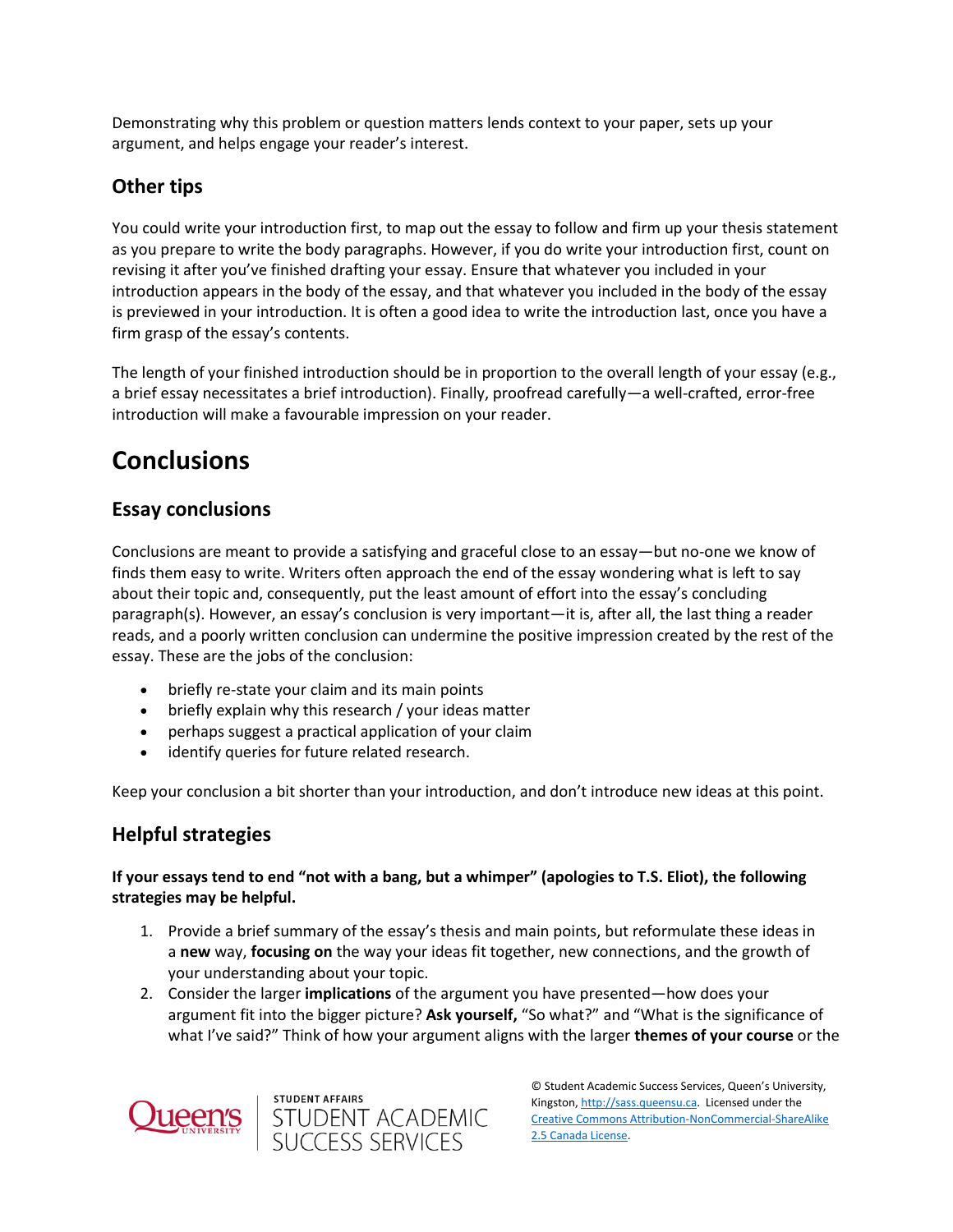Demonstrating why this problem or question matters lends context to your paper, sets up your argument, and helps engage your reader's interest.

## Other tips

You could write your introduction first, to map out the essay to follow and firm up your thesis statement as you prepare to write the body paragraphs. However, if you do write your introduction first, count on revising it after you've finished drafting your essay. Ensure that whatever you included in your introduction appears in the body of the essay, and that whatever you included in the body of the essay is previewed in your introduction. It is often a good idea to write the introduction last, once you have a firm grasp of the essay's contents.

The length of your finished introduction should be in proportion to the overall length of your essay (e.g., a brief essay necessitates a brief introduction). Finally, proofread carefully—a well-crafted, error-free introduction will make a favourable impression on your reader.

# Conclusions

## Essay conclusions

Conclusions are meant to provide a satisfying and graceful close to an essay—but no-one we know of finds them easy to write. Writers often approach the end of the essay wondering what is left to say about their topic and, consequently, put the least amount of effort into the essay's concluding paragraph(s). However, an essay's conclusion is very important—it is, after all, the last thing a reader reads, and a poorly written conclusion can undermine the positive impression created by the rest of the essay. These are the jobs of the conclusion:

- briefly re-state your claim and its main points
- briefly explain why this research / your ideas matter
- perhaps suggest a practical application of your claim
- identify queries for future related research.

Keep your conclusion a bit shorter than your introduction, and don't introduce new ideas at this point.

## Helpful strategies

**If your essays tend to end "not with a bang, but a whimper" (apologies to T.S. Eliot), the following strategies may be helpful.**

1. Provide a brief summary of the essay's thesis and main points, but reformulate these ideas in a **new** way, **focusing on** the way your ideas fit together, new connections, and the growth of your understanding about your topic.
2. Consider the larger **implications** of the argument you have presented—how does your argument fit into the bigger picture? **Ask yourself,** "So what?" and "What is the significance of what I've said?" Think of how your argument aligns with the larger **themes of your course** or the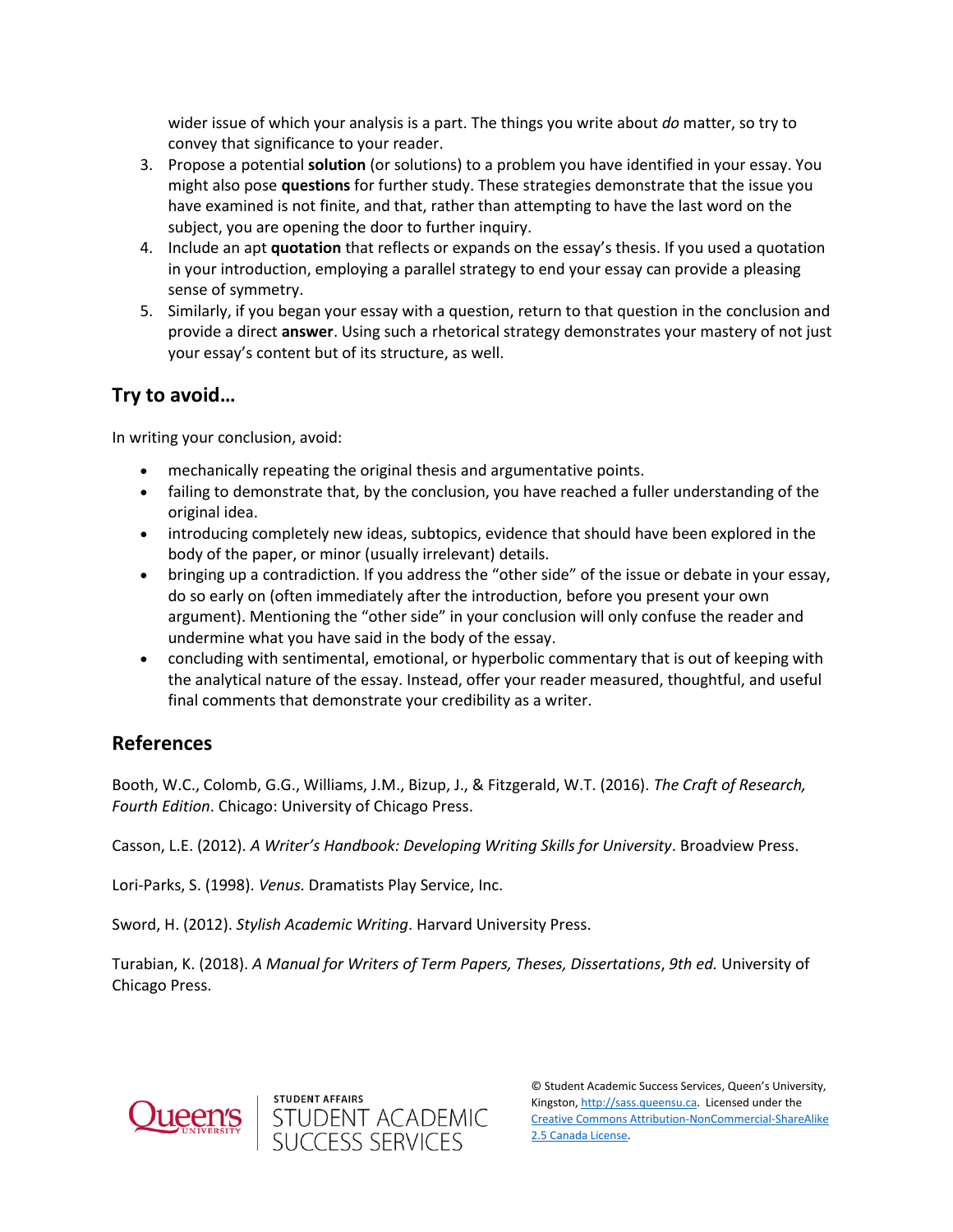wider issue of which your analysis is a part. The things you write about *do* matter, so try to convey that significance to your reader.

3. Propose a potential **solution** (or solutions) to a problem you have identified in your essay. You might also pose **questions** for further study. These strategies demonstrate that the issue you have examined is not finite, and that, rather than attempting to have the last word on the subject, you are opening the door to further inquiry.
4. Include an apt **quotation** that reflects or expands on the essay's thesis. If you used a quotation in your introduction, employing a parallel strategy to end your essay can provide a pleasing sense of symmetry.
5. Similarly, if you began your essay with a question, return to that question in the conclusion and provide a direct **answer**. Using such a rhetorical strategy demonstrates your mastery of not just your essay's content but of its structure, as well.

## Try to avoid…

In writing your conclusion, avoid:

- mechanically repeating the original thesis and argumentative points.
- failing to demonstrate that, by the conclusion, you have reached a fuller understanding of the original idea.
- introducing completely new ideas, subtopics, evidence that should have been explored in the body of the paper, or minor (usually irrelevant) details.
- bringing up a contradiction. If you address the "other side" of the issue or debate in your essay, do so early on (often immediately after the introduction, before you present your own argument). Mentioning the "other side" in your conclusion will only confuse the reader and undermine what you have said in the body of the essay.
- concluding with sentimental, emotional, or hyperbolic commentary that is out of keeping with the analytical nature of the essay. Instead, offer your reader measured, thoughtful, and useful final comments that demonstrate your credibility as a writer.

## References

Booth, W.C., Colomb, G.G., Williams, J.M., Bizup, J., & Fitzgerald, W.T. (2016). *The Craft of Research, Fourth Edition*. Chicago: University of Chicago Press.

Casson, L.E. (2012). *A Writer's Handbook: Developing Writing Skills for University*. Broadview Press.

Lori-Parks, S. (1998). *Venus*. Dramatists Play Service, Inc.

Sword, H. (2012). *Stylish Academic Writing*. Harvard University Press.

Turabian, K. (2018). *A Manual for Writers of Term Papers, Theses, Dissertations*, *9th ed.* University of Chicago Press.

© Student Academic Success Services, Queen's University, Kingston, http://sass.queensu.ca. Licensed under the Creative Commons Attribution-NonCommercial-ShareAlike 2.5 Canada License.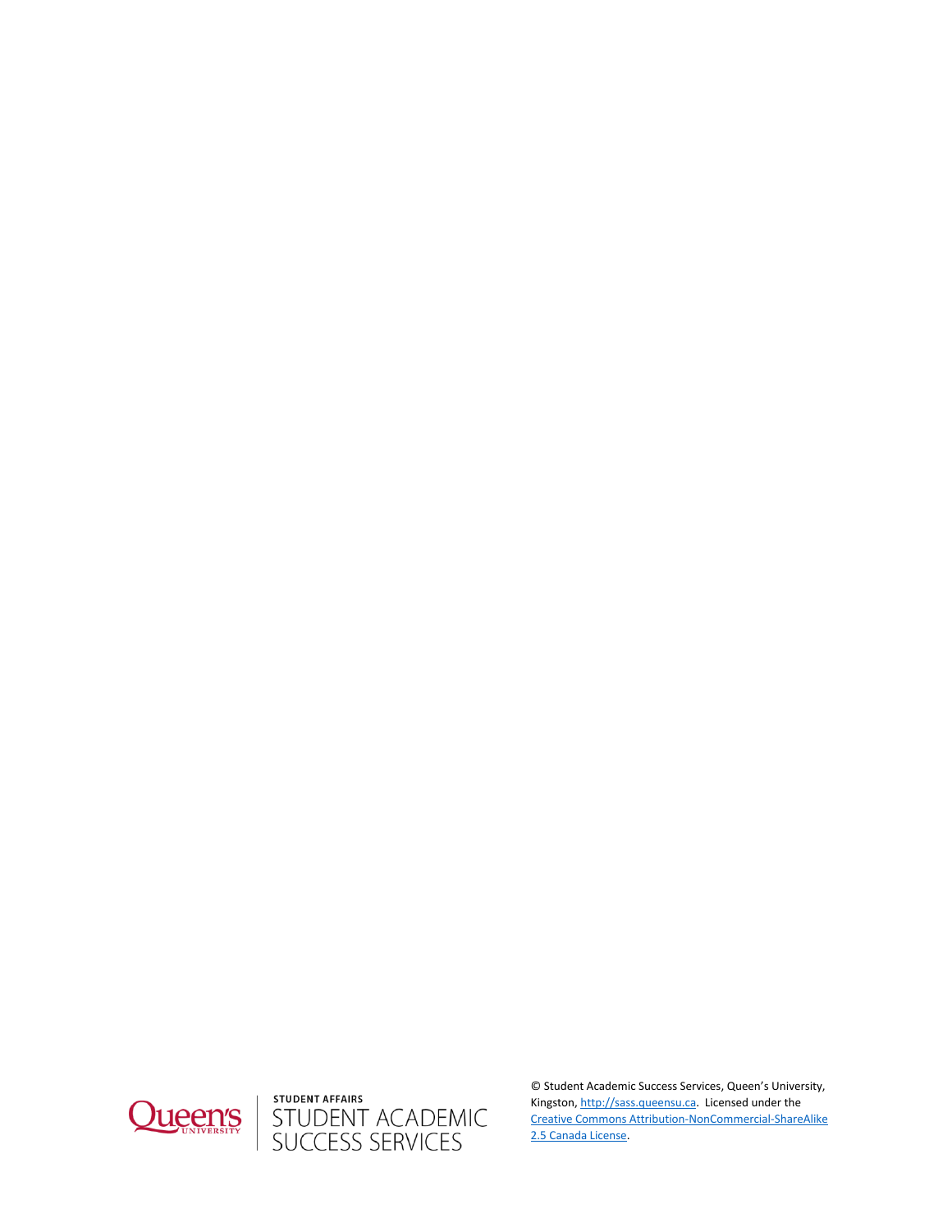Queen's UNIVERSITY | STUDENT AFFAIRS STUDENT ACADEMIC SUCCESS SERVICES

© Student Academic Success Services, Queen's University, Kingston, [http://sass.queensu.ca](http://sass.queensu.ca). Licensed under the [Creative Commons Attribution-NonCommercial-ShareAlike 2.5 Canada License](https://creativecommons.org/licenses/by-nc-sa/2.5/ca/).